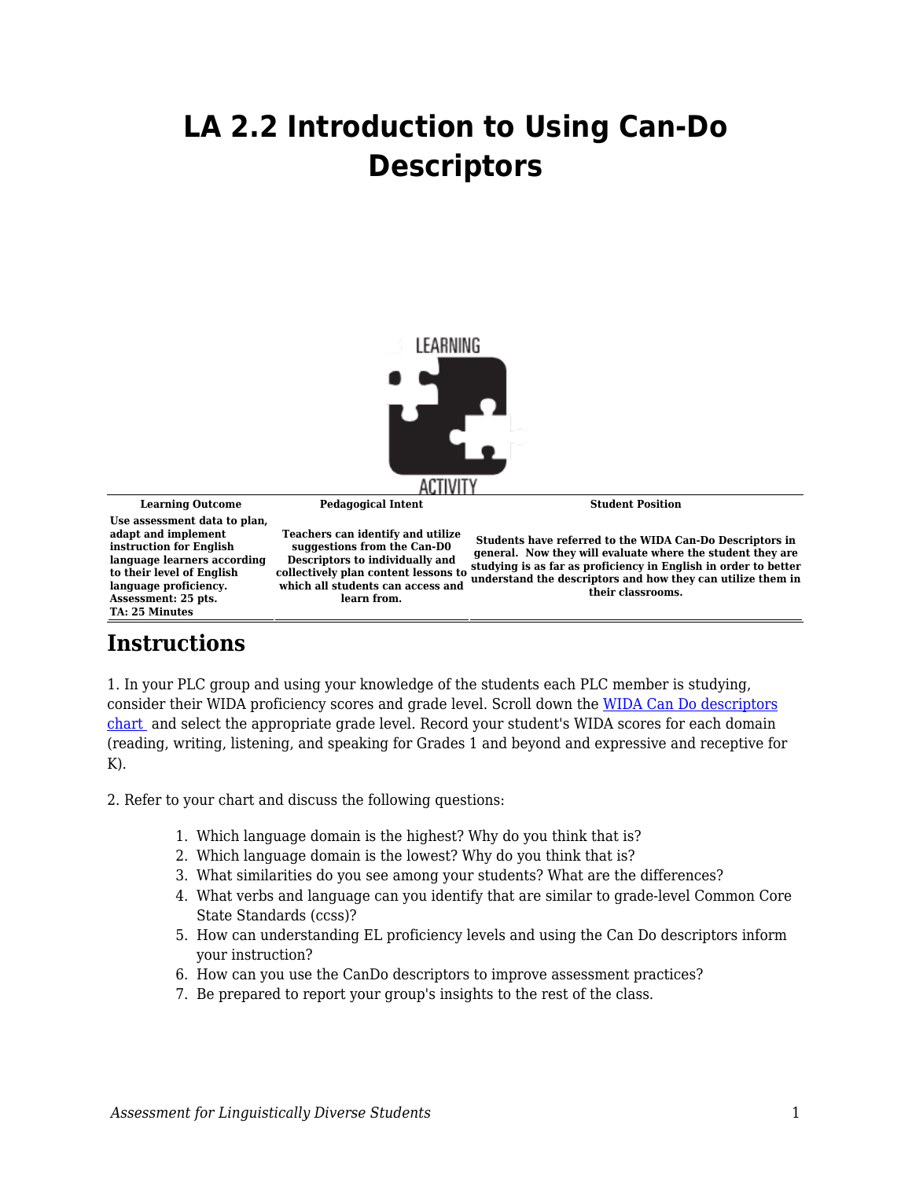# LA 2.2 Introduction to Using Can-Do Descriptors

| Learning Outcome | Pedagogical Intent | Student Position |
|---|---|---|
| Use assessment data to plan, adapt and implement instruction for English language learners according to their level of English language proficiency. Assessment: 25 pts. TA: 25 Minutes | Teachers can identify and utilize suggestions from the Can-D0 Descriptors to individually and collectively plan content lessons to which all students can access and learn from. | Students have referred to the WIDA Can-Do Descriptors in general. Now they will evaluate where the student they are studying is as far as proficiency in English in order to better understand the descriptors and how they can utilize them in their classrooms. |

## Instructions

1. In your PLC group and using your knowledge of the students each PLC member is studying, consider their WIDA proficiency scores and grade level. Scroll down the WIDA Can Do descriptors chart and select the appropriate grade level. Record your student's WIDA scores for each domain (reading, writing, listening, and speaking for Grades 1 and beyond and expressive and receptive for K).

2. Refer to your chart and discuss the following questions:

    1. Which language domain is the highest? Why do you think that is?
    2. Which language domain is the lowest? Why do you think that is?
    3. What similarities do you see among your students? What are the differences?
    4. What verbs and language can you identify that are similar to grade-level Common Core State Standards (ccss)?
    5. How can understanding EL proficiency levels and using the Can Do descriptors inform your instruction?
    6. How can you use the CanDo descriptors to improve assessment practices?
    7. Be prepared to report your group's insights to the rest of the class.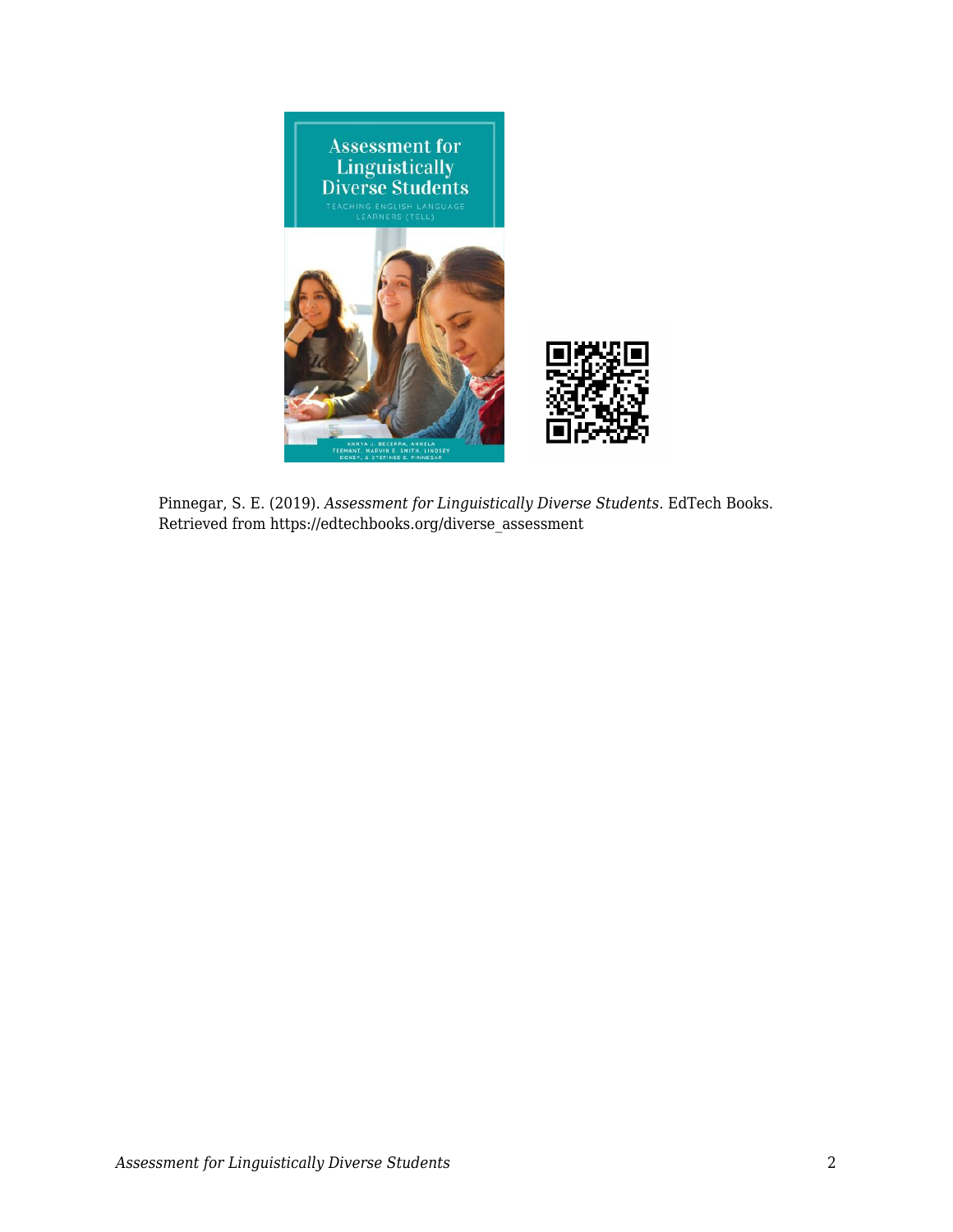Pinnegar, S. E. (2019). *Assessment for Linguistically Diverse Students*. EdTech Books. Retrieved from https://edtechbooks.org/diverse_assessment